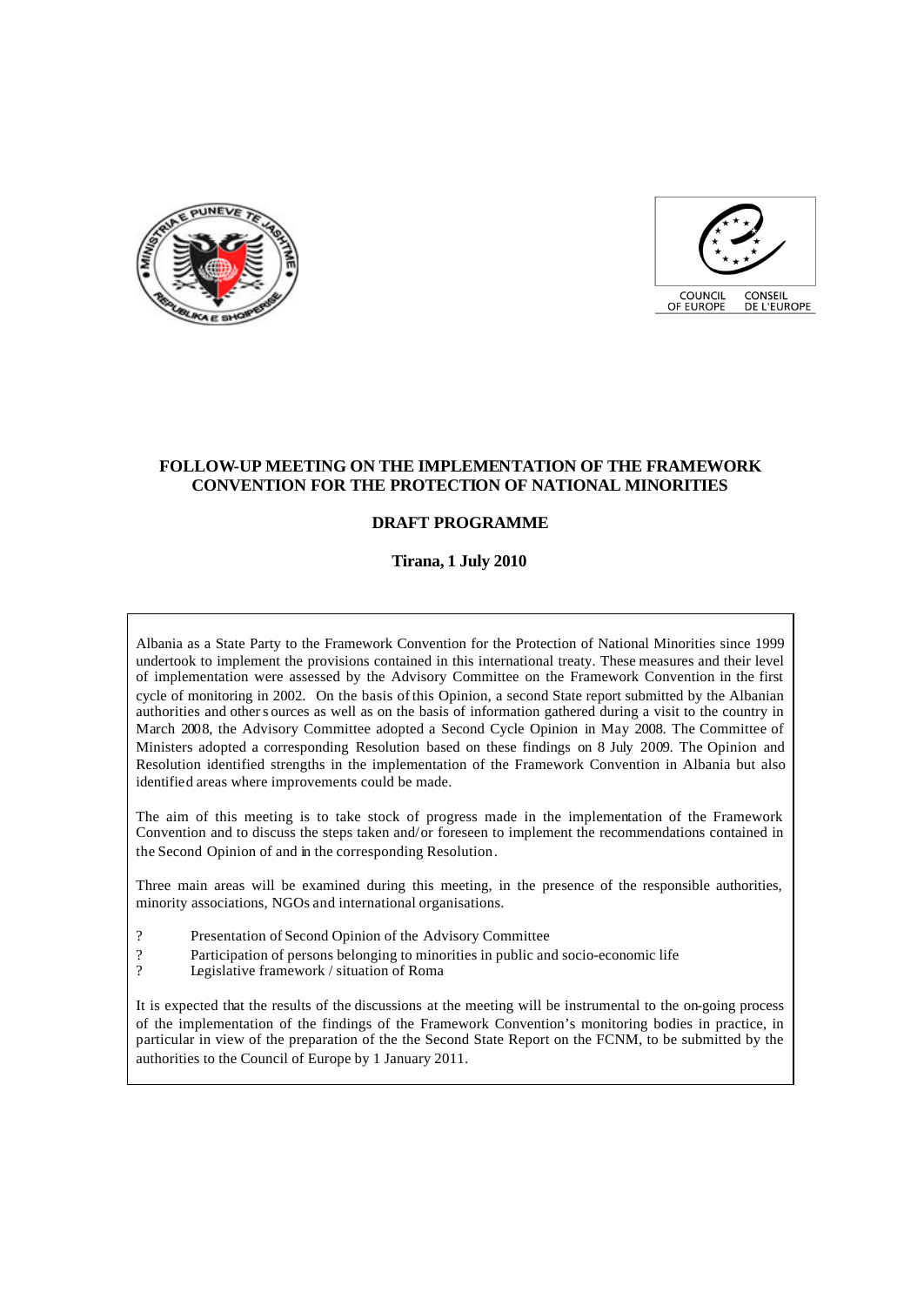**FOLLOW-UP MEETING ON THE IMPLEMENTATION OF THE FRAMEWORK CONVENTION FOR THE PROTECTION OF NATIONAL MINORITIES**

**DRAFT PROGRAMME**

**Tirana, 1 July 2010**

Albania as a State Party to the Framework Convention for the Protection of National Minorities since 1999 undertook to implement the provisions contained in this international treaty. These measures and their level of implementation were assessed by the Advisory Committee on the Framework Convention in the first cycle of monitoring in 2002. On the basis of this Opinion, a second State report submitted by the Albanian authorities and other sources as well as on the basis of information gathered during a visit to the country in March 2008, the Advisory Committee adopted a Second Cycle Opinion in May 2008. The Committee of Ministers adopted a corresponding Resolution based on these findings on 8 July 2009. The Opinion and Resolution identified strengths in the implementation of the Framework Convention in Albania but also identified areas where improvements could be made.

The aim of this meeting is to take stock of progress made in the implementation of the Framework Convention and to discuss the steps taken and/or foreseen to implement the recommendations contained in the Second Opinion of and in the corresponding Resolution.

Three main areas will be examined during this meeting, in the presence of the responsible authorities, minority associations, NGOs and international organisations.

- Presentation of Second Opinion of the Advisory Committee
- Participation of persons belonging to minorities in public and socio-economic life
- Legislative framework / situation of Roma

It is expected that the results of the discussions at the meeting will be instrumental to the on-going process of the implementation of the findings of the Framework Convention's monitoring bodies in practice, in particular in view of the preparation of the the Second State Report on the FCNM, to be submitted by the authorities to the Council of Europe by 1 January 2011.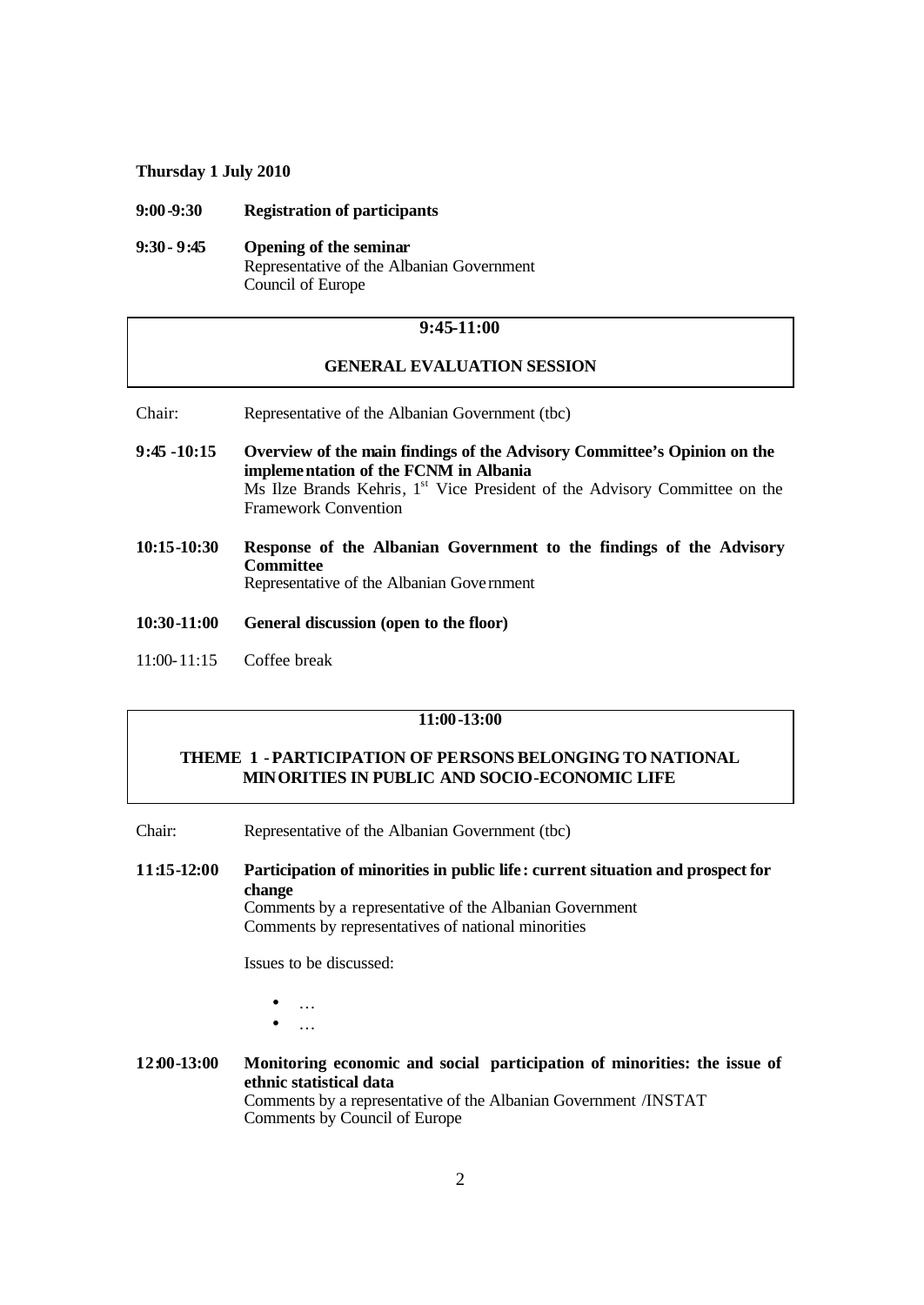**Thursday 1 July 2010**

**9:00-9:30** **Registration of participants**

**9:30-9:45** **Opening of the seminar**
Representative of the Albanian Government
Council of Europe

## 9:45-11:00

## GENERAL EVALUATION SESSION

Chair: Representative of the Albanian Government (tbc)

**9:45-10:15** **Overview of the main findings of the Advisory Committee's Opinion on the implementation of the FCNM in Albania**
Ms Ilze Brands Kehris, 1st Vice President of the Advisory Committee on the Framework Convention

**10:15-10:30** **Response of the Albanian Government to the findings of the Advisory Committee**
Representative of the Albanian Government

**10:30-11:00** **General discussion (open to the floor)**

11:00-11:15 Coffee break

## 11:00-13:00

## THEME 1 - PARTICIPATION OF PERSONS BELONGING TO NATIONAL MINORITIES IN PUBLIC AND SOCIO-ECONOMIC LIFE

Chair: Representative of the Albanian Government (tbc)

**11:15-12:00** **Participation of minorities in public life: current situation and prospect for change**
Comments by a representative of the Albanian Government
Comments by representatives of national minorities

Issues to be discussed:

- …
- …

**12:00-13:00** **Monitoring economic and social participation of minorities: the issue of ethnic statistical data**
Comments by a representative of the Albanian Government /INSTAT
Comments by Council of Europe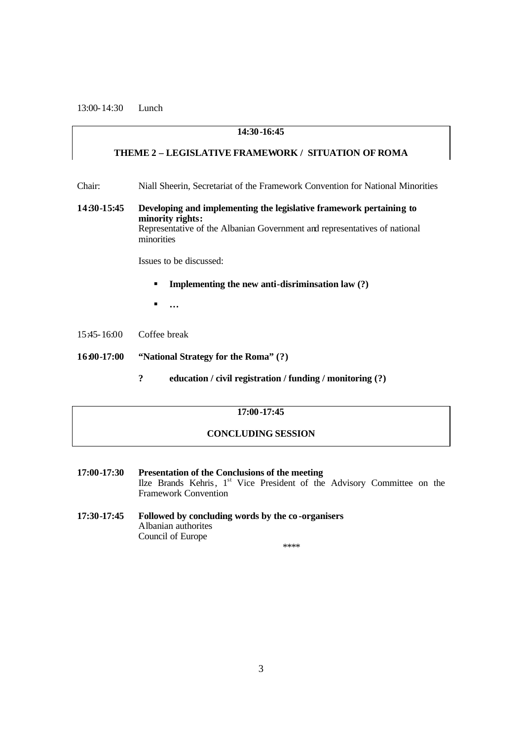13:00-14:30 Lunch

**14:30-16:45**

**THEME 2 – LEGISLATIVE FRAMEWORK / SITUATION OF ROMA**

Chair: Niall Sheerin, Secretariat of the Framework Convention for National Minorities

**14:30-15:45 Developing and implementing the legislative framework pertaining to minority rights:**
Representative of the Albanian Government and representatives of national minorities

Issues to be discussed:

- **Implementing the new anti-disriminsation law (?)**
- **…**

15:45-16:00 Coffee break

**16:00-17:00 "National Strategy for the Roma" (?)**

- **? education / civil registration / funding / monitoring (?)**

**17:00-17:45**

**CONCLUDING SESSION**

**17:00-17:30 Presentation of the Conclusions of the meeting**
Ilze Brands Kehris, 1st Vice President of the Advisory Committee on the Framework Convention

**17:30-17:45 Followed by concluding words by the co-organisers**
Albanian authorities
Council of Europe

\*\*\*\*